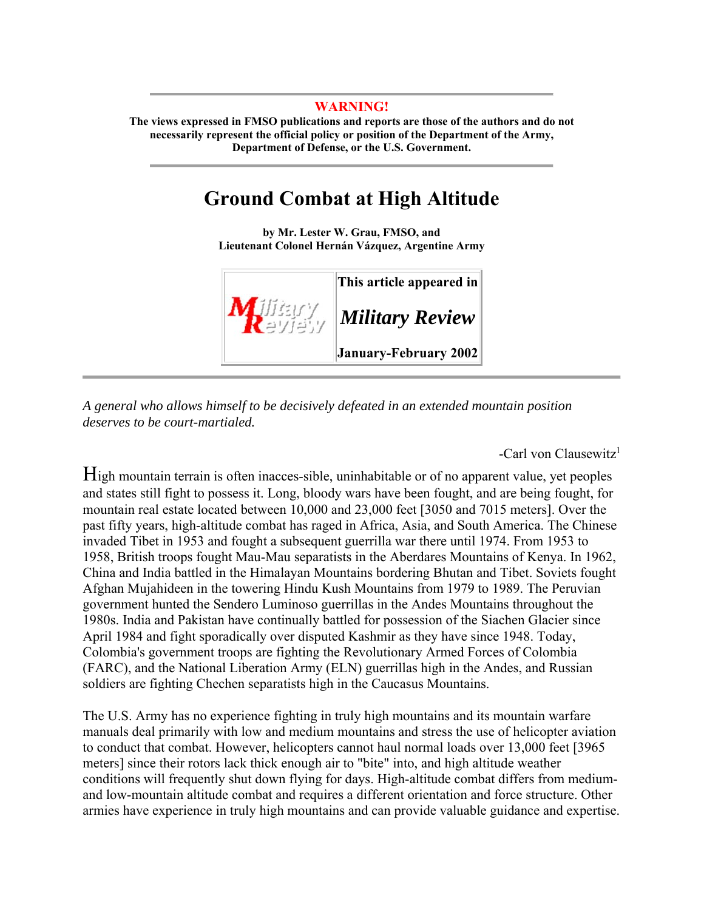**WARNING!**

**The views expressed in FMSO publications and reports are those of the authors and do not necessarily represent the official policy or position of the Department of the Army, Department of Defense, or the U.S. Government.**

# Ground Combat at High Altitude

**by Mr. Lester W. Grau, FMSO, and**
**Lieutenant Colonel Hernán Vázquez, Argentine Army**

| This article appeared in |
|---|
| ***Military Review*** |
| **January-February 2002** |

*A general who allows himself to be decisively defeated in an extended mountain position deserves to be court-martialed.*

-Carl von Clausewitz[1]

High mountain terrain is often inacces-sible, uninhabitable or of no apparent value, yet peoples and states still fight to possess it. Long, bloody wars have been fought, and are being fought, for mountain real estate located between 10,000 and 23,000 feet [3050 and 7015 meters]. Over the past fifty years, high-altitude combat has raged in Africa, Asia, and South America. The Chinese invaded Tibet in 1953 and fought a subsequent guerrilla war there until 1974. From 1953 to 1958, British troops fought Mau-Mau separatists in the Aberdares Mountains of Kenya. In 1962, China and India battled in the Himalayan Mountains bordering Bhutan and Tibet. Soviets fought Afghan Mujahideen in the towering Hindu Kush Mountains from 1979 to 1989. The Peruvian government hunted the Sendero Luminoso guerrillas in the Andes Mountains throughout the 1980s. India and Pakistan have continually battled for possession of the Siachen Glacier since April 1984 and fight sporadically over disputed Kashmir as they have since 1948. Today, Colombia's government troops are fighting the Revolutionary Armed Forces of Colombia (FARC), and the National Liberation Army (ELN) guerrillas high in the Andes, and Russian soldiers are fighting Chechen separatists high in the Caucasus Mountains.

The U.S. Army has no experience fighting in truly high mountains and its mountain warfare manuals deal primarily with low and medium mountains and stress the use of helicopter aviation to conduct that combat. However, helicopters cannot haul normal loads over 13,000 feet [3965 meters] since their rotors lack thick enough air to "bite" into, and high altitude weather conditions will frequently shut down flying for days. High-altitude combat differs from medium- and low-mountain altitude combat and requires a different orientation and force structure. Other armies have experience in truly high mountains and can provide valuable guidance and expertise.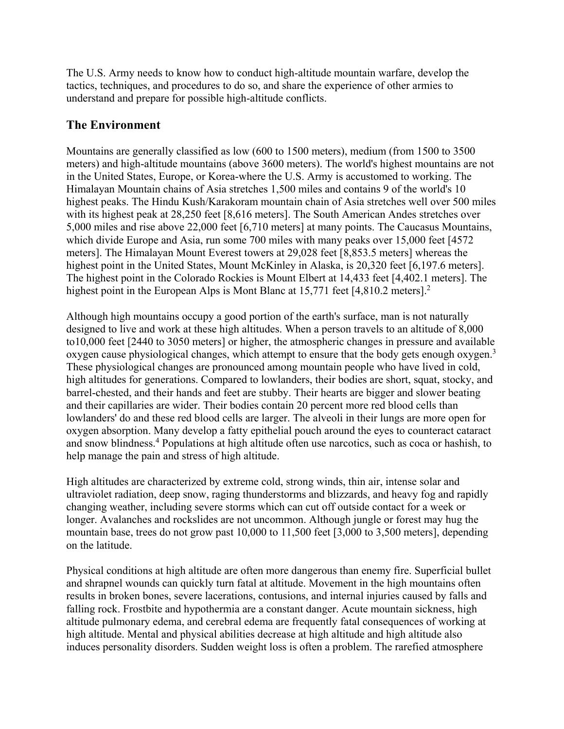The U.S. Army needs to know how to conduct high-altitude mountain warfare, develop the tactics, techniques, and procedures to do so, and share the experience of other armies to understand and prepare for possible high-altitude conflicts.

## The Environment

Mountains are generally classified as low (600 to 1500 meters), medium (from 1500 to 3500 meters) and high-altitude mountains (above 3600 meters). The world's highest mountains are not in the United States, Europe, or Korea-where the U.S. Army is accustomed to working. The Himalayan Mountain chains of Asia stretches 1,500 miles and contains 9 of the world's 10 highest peaks. The Hindu Kush/Karakoram mountain chain of Asia stretches well over 500 miles with its highest peak at 28,250 feet [8,616 meters]. The South American Andes stretches over 5,000 miles and rise above 22,000 feet [6,710 meters] at many points. The Caucasus Mountains, which divide Europe and Asia, run some 700 miles with many peaks over 15,000 feet [4572 meters]. The Himalayan Mount Everest towers at 29,028 feet [8,853.5 meters] whereas the highest point in the United States, Mount McKinley in Alaska, is 20,320 feet [6,197.6 meters]. The highest point in the Colorado Rockies is Mount Elbert at 14,433 feet [4,402.1 meters]. The highest point in the European Alps is Mont Blanc at 15,771 feet [4,810.2 meters].[2]

Although high mountains occupy a good portion of the earth's surface, man is not naturally designed to live and work at these high altitudes. When a person travels to an altitude of 8,000 to10,000 feet [2440 to 3050 meters] or higher, the atmospheric changes in pressure and available oxygen cause physiological changes, which attempt to ensure that the body gets enough oxygen.[3] These physiological changes are pronounced among mountain people who have lived in cold, high altitudes for generations. Compared to lowlanders, their bodies are short, squat, stocky, and barrel-chested, and their hands and feet are stubby. Their hearts are bigger and slower beating and their capillaries are wider. Their bodies contain 20 percent more red blood cells than lowlanders' do and these red blood cells are larger. The alveoli in their lungs are more open for oxygen absorption. Many develop a fatty epithelial pouch around the eyes to counteract cataract and snow blindness.[4] Populations at high altitude often use narcotics, such as coca or hashish, to help manage the pain and stress of high altitude.

High altitudes are characterized by extreme cold, strong winds, thin air, intense solar and ultraviolet radiation, deep snow, raging thunderstorms and blizzards, and heavy fog and rapidly changing weather, including severe storms which can cut off outside contact for a week or longer. Avalanches and rockslides are not uncommon. Although jungle or forest may hug the mountain base, trees do not grow past 10,000 to 11,500 feet [3,000 to 3,500 meters], depending on the latitude.

Physical conditions at high altitude are often more dangerous than enemy fire. Superficial bullet and shrapnel wounds can quickly turn fatal at altitude. Movement in the high mountains often results in broken bones, severe lacerations, contusions, and internal injuries caused by falls and falling rock. Frostbite and hypothermia are a constant danger. Acute mountain sickness, high altitude pulmonary edema, and cerebral edema are frequently fatal consequences of working at high altitude. Mental and physical abilities decrease at high altitude and high altitude also induces personality disorders. Sudden weight loss is often a problem. The rarefied atmosphere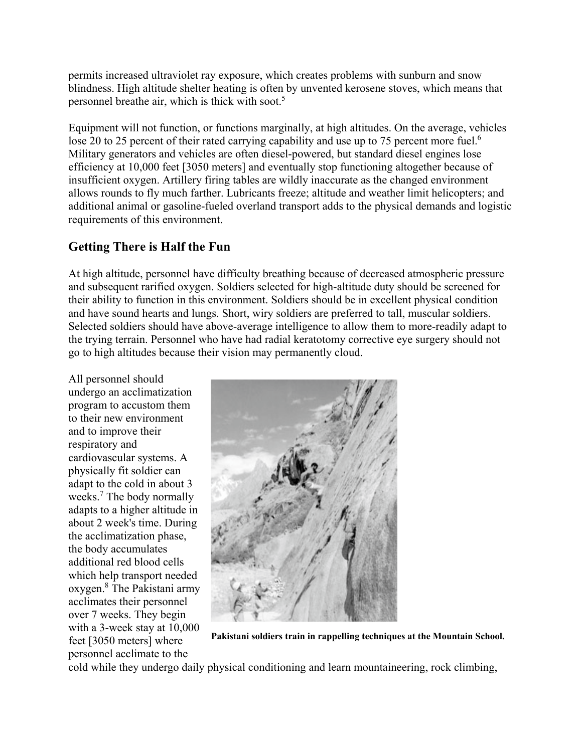permits increased ultraviolet ray exposure, which creates problems with sunburn and snow blindness. High altitude shelter heating is often by unvented kerosene stoves, which means that personnel breathe air, which is thick with soot.[5]

Equipment will not function, or functions marginally, at high altitudes. On the average, vehicles lose 20 to 25 percent of their rated carrying capability and use up to 75 percent more fuel.[6] Military generators and vehicles are often diesel-powered, but standard diesel engines lose efficiency at 10,000 feet [3050 meters] and eventually stop functioning altogether because of insufficient oxygen. Artillery firing tables are wildly inaccurate as the changed environment allows rounds to fly much farther. Lubricants freeze; altitude and weather limit helicopters; and additional animal or gasoline-fueled overland transport adds to the physical demands and logistic requirements of this environment.

## Getting There is Half the Fun

At high altitude, personnel have difficulty breathing because of decreased atmospheric pressure and subsequent rarified oxygen. Soldiers selected for high-altitude duty should be screened for their ability to function in this environment. Soldiers should be in excellent physical condition and have sound hearts and lungs. Short, wiry soldiers are preferred to tall, muscular soldiers. Selected soldiers should have above-average intelligence to allow them to more-readily adapt to the trying terrain. Personnel who have had radial keratotomy corrective eye surgery should not go to high altitudes because their vision may permanently cloud.

All personnel should undergo an acclimatization program to accustom them to their new environment and to improve their respiratory and cardiovascular systems. A physically fit soldier can adapt to the cold in about 3 weeks.[7] The body normally adapts to a higher altitude in about 2 week's time. During the acclimatization phase, the body accumulates additional red blood cells which help transport needed oxygen.[8] The Pakistani army acclimates their personnel over 7 weeks. They begin with a 3-week stay at 10,000 feet [3050 meters] where personnel acclimate to the cold while they undergo daily physical conditioning and learn mountaineering, rock climbing,

**Pakistani soldiers train in rappelling techniques at the Mountain School.**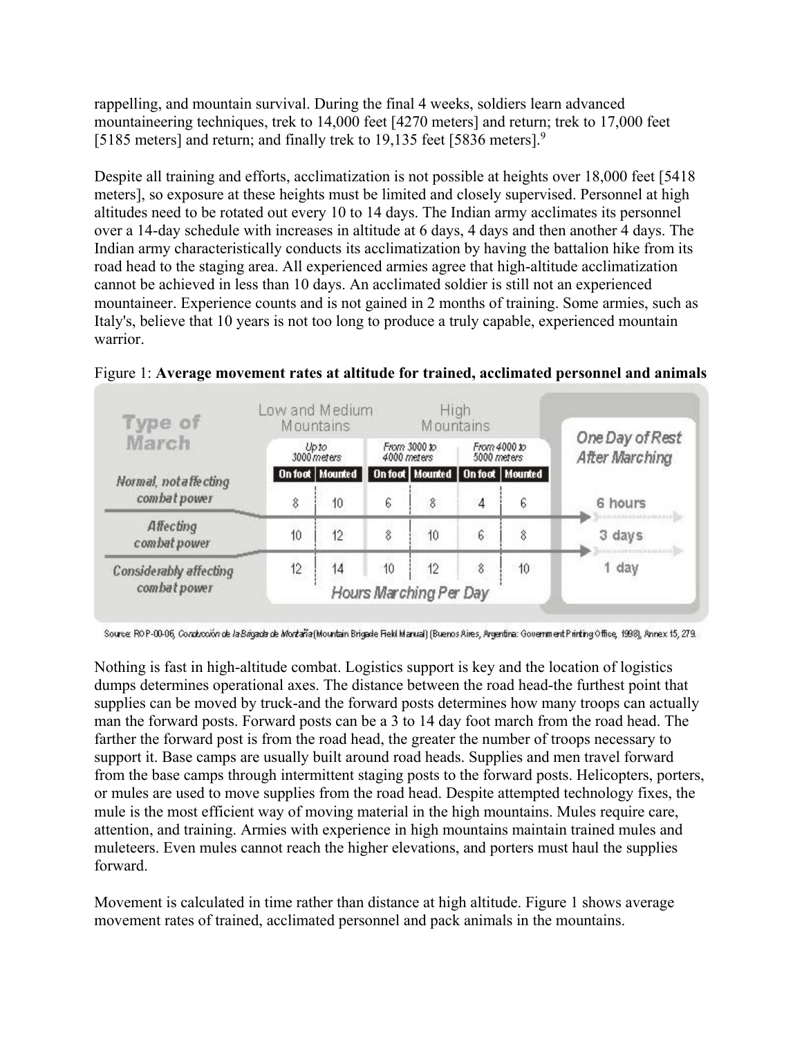rappelling, and mountain survival. During the final 4 weeks, soldiers learn advanced mountaineering techniques, trek to 14,000 feet [4270 meters] and return; trek to 17,000 feet [5185 meters] and return; and finally trek to 19,135 feet [5836 meters].[9]

Despite all training and efforts, acclimatization is not possible at heights over 18,000 feet [5418 meters], so exposure at these heights must be limited and closely supervised. Personnel at high altitudes need to be rotated out every 10 to 14 days. The Indian army acclimates its personnel over a 14-day schedule with increases in altitude at 6 days, 4 days and then another 4 days. The Indian army characteristically conducts its acclimatization by having the battalion hike from its road head to the staging area. All experienced armies agree that high-altitude acclimatization cannot be achieved in less than 10 days. An acclimated soldier is still not an experienced mountaineer. Experience counts and is not gained in 2 months of training. Some armies, such as Italy's, believe that 10 years is not too long to produce a truly capable, experienced mountain warrior.

Figure 1: **Average movement rates at altitude for trained, acclimated personnel and animals**

| Type of March | Low and Medium Mountains | | High Mountains | | | | One Day of Rest After Marching |
|---|---|---|---|---|---|---|---|
| | Up to 3000 meters | | From 3000 to 4000 meters | | From 4000 to 5000 meters | | |
| | On foot | Mounted | On foot | Mounted | On foot | Mounted | |
| Normal, not affecting combat power | 8 | 10 | 6 | 8 | 4 | 6 | 6 hours |
| Affecting combat power | 10 | 12 | 8 | 10 | 6 | 8 | 3 days |
| Considerably affecting combat power | 12 | 14 | 10 | 12 | 8 | 10 | 1 day |
| | Hours Marching Per Day | | | | | | |

Source: ROP-00-06, *Conducción de la Brigada de Montaña* (Mountain Brigade Field Manual) (Buenos Aires, Argentina: Government Printing Office, 1998), Annex 15, 279.

Nothing is fast in high-altitude combat. Logistics support is key and the location of logistics dumps determines operational axes. The distance between the road head-the furthest point that supplies can be moved by truck-and the forward posts determines how many troops can actually man the forward posts. Forward posts can be a 3 to 14 day foot march from the road head. The farther the forward post is from the road head, the greater the number of troops necessary to support it. Base camps are usually built around road heads. Supplies and men travel forward from the base camps through intermittent staging posts to the forward posts. Helicopters, porters, or mules are used to move supplies from the road head. Despite attempted technology fixes, the mule is the most efficient way of moving material in the high mountains. Mules require care, attention, and training. Armies with experience in high mountains maintain trained mules and muleteers. Even mules cannot reach the higher elevations, and porters must haul the supplies forward.

Movement is calculated in time rather than distance at high altitude. Figure 1 shows average movement rates of trained, acclimated personnel and pack animals in the mountains.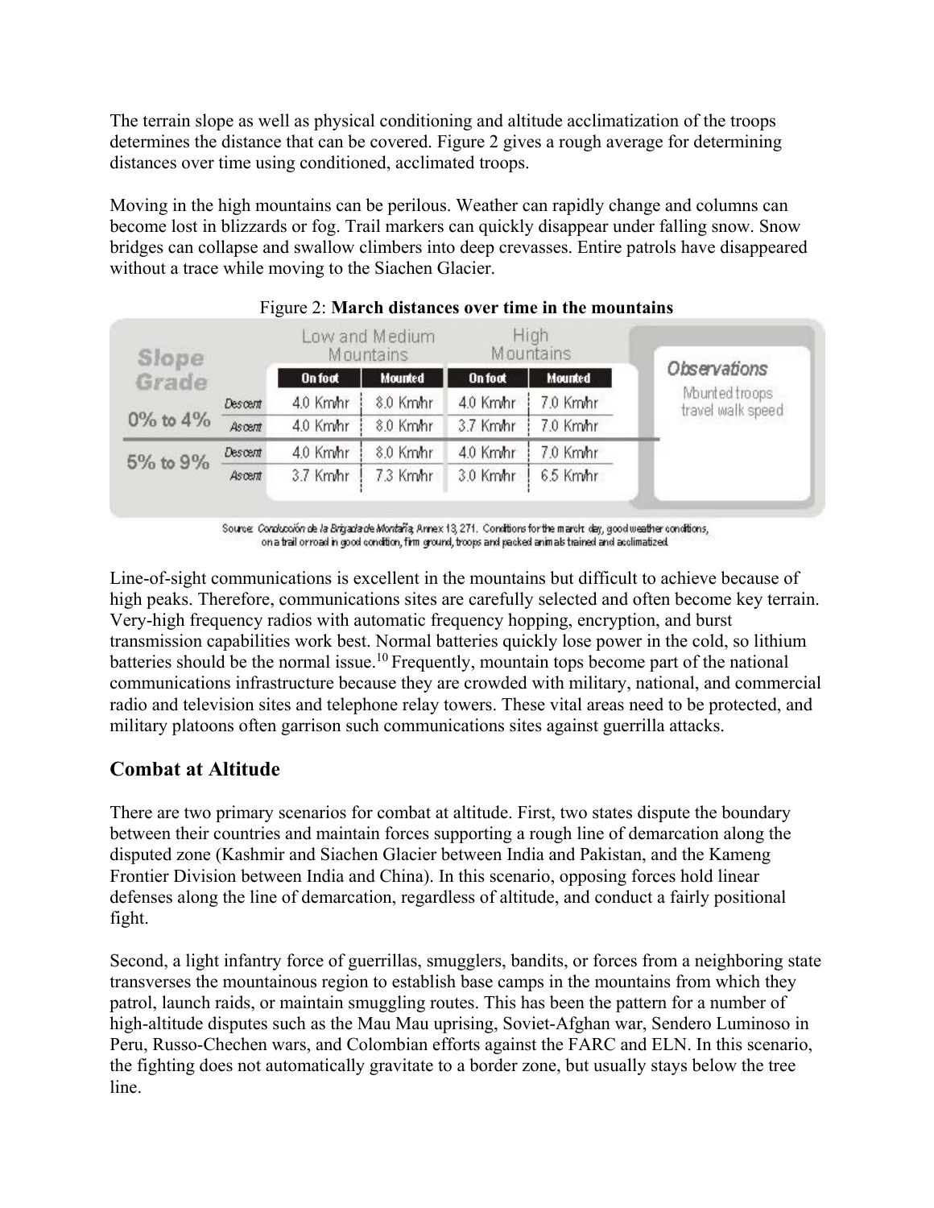The terrain slope as well as physical conditioning and altitude acclimatization of the troops determines the distance that can be covered. Figure 2 gives a rough average for determining distances over time using conditioned, acclimated troops.

Moving in the high mountains can be perilous. Weather can rapidly change and columns can become lost in blizzards or fog. Trail markers can quickly disappear under falling snow. Snow bridges can collapse and swallow climbers into deep crevasses. Entire patrols have disappeared without a trace while moving to the Siachen Glacier.

Figure 2: **March distances over time in the mountains**

| Slope Grade | | Low and Medium Mountains | | High Mountains | | Observations |
|---|---|---|---|---|---|---|
| | | On foot | Mounted | On foot | Mounted | |
| 0% to 4% | Descent | 4.0 Km/hr | 8.0 Km/hr | 4.0 Km/hr | 7.0 Km/hr | Mounted troops travel walk speed |
| | Ascent | 4.0 Km/hr | 8.0 Km/hr | 3.7 Km/hr | 7.0 Km/hr | |
| 5% to 9% | Descent | 4.0 Km/hr | 8.0 Km/hr | 4.0 Km/hr | 7.0 Km/hr | |
| | Ascent | 3.7 Km/hr | 7.3 Km/hr | 3.0 Km/hr | 6.5 Km/hr | |

Source: *Conducción de la Brigada de Montaña*, Annex 13, 271. Conditions for the march: day, good weather conditions, on a trail or road in good condition, firm ground, troops and packed animals trained and acclimatized.

Line-of-sight communications is excellent in the mountains but difficult to achieve because of high peaks. Therefore, communications sites are carefully selected and often become key terrain. Very-high frequency radios with automatic frequency hopping, encryption, and burst transmission capabilities work best. Normal batteries quickly lose power in the cold, so lithium batteries should be the normal issue.[10] Frequently, mountain tops become part of the national communications infrastructure because they are crowded with military, national, and commercial radio and television sites and telephone relay towers. These vital areas need to be protected, and military platoons often garrison such communications sites against guerrilla attacks.

## Combat at Altitude

There are two primary scenarios for combat at altitude. First, two states dispute the boundary between their countries and maintain forces supporting a rough line of demarcation along the disputed zone (Kashmir and Siachen Glacier between India and Pakistan, and the Kameng Frontier Division between India and China). In this scenario, opposing forces hold linear defenses along the line of demarcation, regardless of altitude, and conduct a fairly positional fight.

Second, a light infantry force of guerrillas, smugglers, bandits, or forces from a neighboring state transverses the mountainous region to establish base camps in the mountains from which they patrol, launch raids, or maintain smuggling routes. This has been the pattern for a number of high-altitude disputes such as the Mau Mau uprising, Soviet-Afghan war, Sendero Luminoso in Peru, Russo-Chechen wars, and Colombian efforts against the FARC and ELN. In this scenario, the fighting does not automatically gravitate to a border zone, but usually stays below the tree line.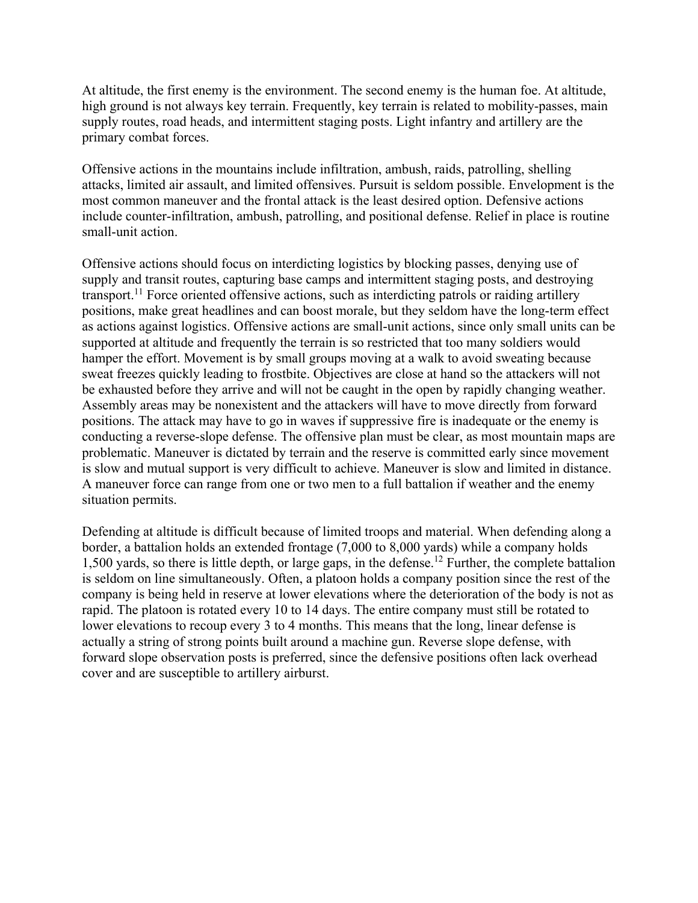At altitude, the first enemy is the environment. The second enemy is the human foe. At altitude, high ground is not always key terrain. Frequently, key terrain is related to mobility-passes, main supply routes, road heads, and intermittent staging posts. Light infantry and artillery are the primary combat forces.

Offensive actions in the mountains include infiltration, ambush, raids, patrolling, shelling attacks, limited air assault, and limited offensives. Pursuit is seldom possible. Envelopment is the most common maneuver and the frontal attack is the least desired option. Defensive actions include counter-infiltration, ambush, patrolling, and positional defense. Relief in place is routine small-unit action.

Offensive actions should focus on interdicting logistics by blocking passes, denying use of supply and transit routes, capturing base camps and intermittent staging posts, and destroying transport.[11] Force oriented offensive actions, such as interdicting patrols or raiding artillery positions, make great headlines and can boost morale, but they seldom have the long-term effect as actions against logistics. Offensive actions are small-unit actions, since only small units can be supported at altitude and frequently the terrain is so restricted that too many soldiers would hamper the effort. Movement is by small groups moving at a walk to avoid sweating because sweat freezes quickly leading to frostbite. Objectives are close at hand so the attackers will not be exhausted before they arrive and will not be caught in the open by rapidly changing weather. Assembly areas may be nonexistent and the attackers will have to move directly from forward positions. The attack may have to go in waves if suppressive fire is inadequate or the enemy is conducting a reverse-slope defense. The offensive plan must be clear, as most mountain maps are problematic. Maneuver is dictated by terrain and the reserve is committed early since movement is slow and mutual support is very difficult to achieve. Maneuver is slow and limited in distance. A maneuver force can range from one or two men to a full battalion if weather and the enemy situation permits.

Defending at altitude is difficult because of limited troops and material. When defending along a border, a battalion holds an extended frontage (7,000 to 8,000 yards) while a company holds 1,500 yards, so there is little depth, or large gaps, in the defense.[12] Further, the complete battalion is seldom on line simultaneously. Often, a platoon holds a company position since the rest of the company is being held in reserve at lower elevations where the deterioration of the body is not as rapid. The platoon is rotated every 10 to 14 days. The entire company must still be rotated to lower elevations to recoup every 3 to 4 months. This means that the long, linear defense is actually a string of strong points built around a machine gun. Reverse slope defense, with forward slope observation posts is preferred, since the defensive positions often lack overhead cover and are susceptible to artillery airburst.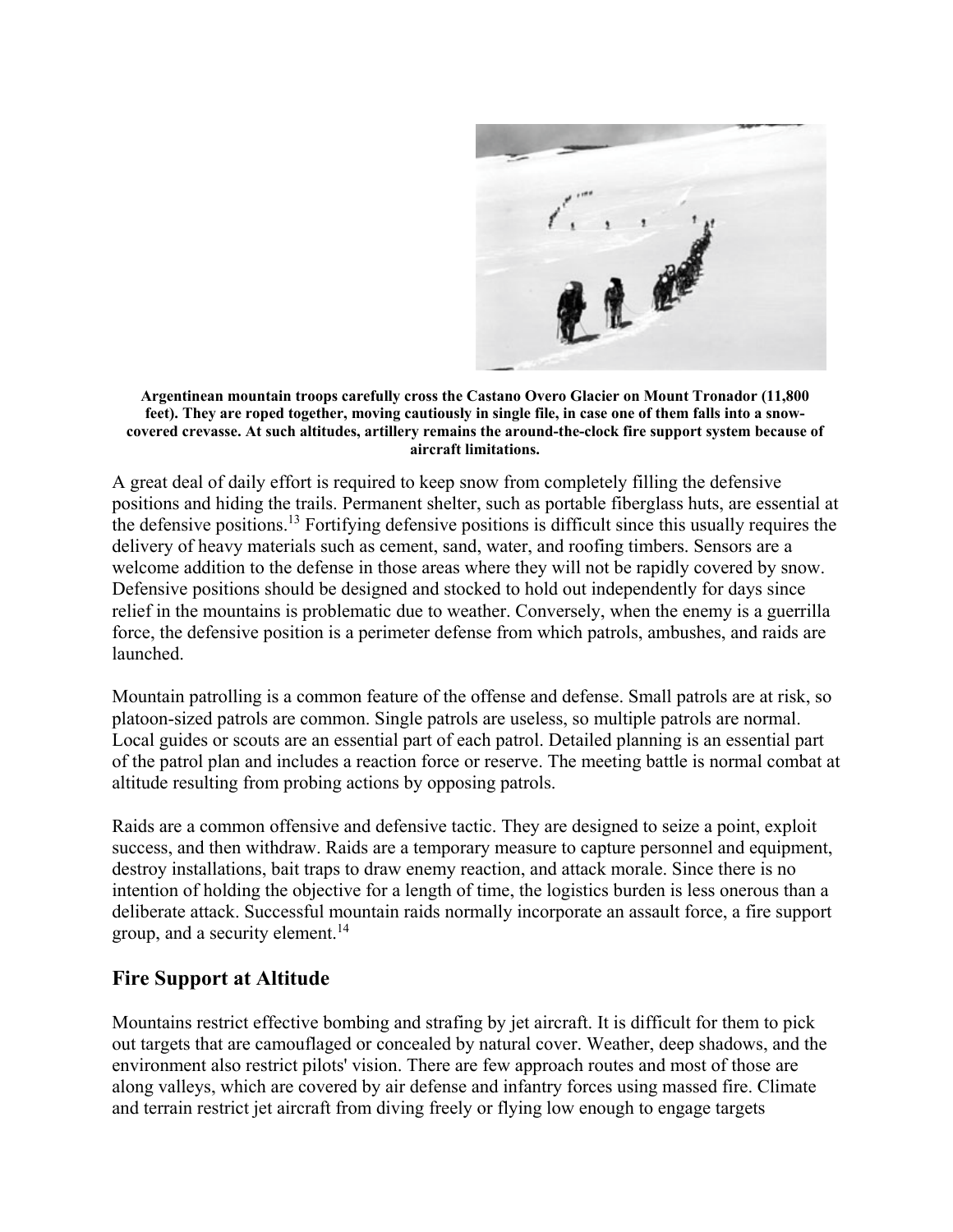**Argentinean mountain troops carefully cross the Castano Overo Glacier on Mount Tronador (11,800 feet). They are roped together, moving cautiously in single file, in case one of them falls into a snow-covered crevasse. At such altitudes, artillery remains the around-the-clock fire support system because of aircraft limitations.**

A great deal of daily effort is required to keep snow from completely filling the defensive positions and hiding the trails. Permanent shelter, such as portable fiberglass huts, are essential at the defensive positions.[13] Fortifying defensive positions is difficult since this usually requires the delivery of heavy materials such as cement, sand, water, and roofing timbers. Sensors are a welcome addition to the defense in those areas where they will not be rapidly covered by snow. Defensive positions should be designed and stocked to hold out independently for days since relief in the mountains is problematic due to weather. Conversely, when the enemy is a guerrilla force, the defensive position is a perimeter defense from which patrols, ambushes, and raids are launched.

Mountain patrolling is a common feature of the offense and defense. Small patrols are at risk, so platoon-sized patrols are common. Single patrols are useless, so multiple patrols are normal. Local guides or scouts are an essential part of each patrol. Detailed planning is an essential part of the patrol plan and includes a reaction force or reserve. The meeting battle is normal combat at altitude resulting from probing actions by opposing patrols.

Raids are a common offensive and defensive tactic. They are designed to seize a point, exploit success, and then withdraw. Raids are a temporary measure to capture personnel and equipment, destroy installations, bait traps to draw enemy reaction, and attack morale. Since there is no intention of holding the objective for a length of time, the logistics burden is less onerous than a deliberate attack. Successful mountain raids normally incorporate an assault force, a fire support group, and a security element.[14]

## Fire Support at Altitude

Mountains restrict effective bombing and strafing by jet aircraft. It is difficult for them to pick out targets that are camouflaged or concealed by natural cover. Weather, deep shadows, and the environment also restrict pilots' vision. There are few approach routes and most of those are along valleys, which are covered by air defense and infantry forces using massed fire. Climate and terrain restrict jet aircraft from diving freely or flying low enough to engage targets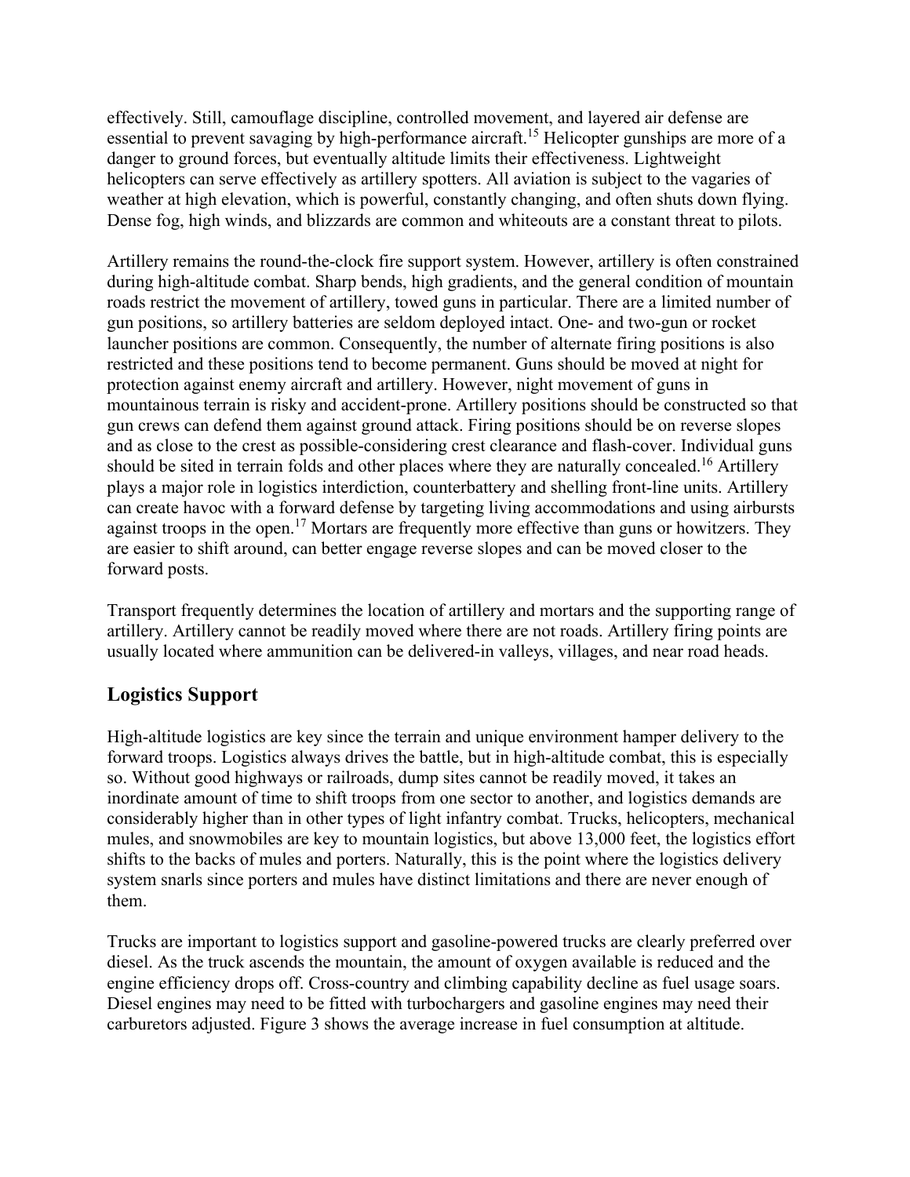effectively. Still, camouflage discipline, controlled movement, and layered air defense are essential to prevent savaging by high-performance aircraft.[15] Helicopter gunships are more of a danger to ground forces, but eventually altitude limits their effectiveness. Lightweight helicopters can serve effectively as artillery spotters. All aviation is subject to the vagaries of weather at high elevation, which is powerful, constantly changing, and often shuts down flying. Dense fog, high winds, and blizzards are common and whiteouts are a constant threat to pilots.

Artillery remains the round-the-clock fire support system. However, artillery is often constrained during high-altitude combat. Sharp bends, high gradients, and the general condition of mountain roads restrict the movement of artillery, towed guns in particular. There are a limited number of gun positions, so artillery batteries are seldom deployed intact. One- and two-gun or rocket launcher positions are common. Consequently, the number of alternate firing positions is also restricted and these positions tend to become permanent. Guns should be moved at night for protection against enemy aircraft and artillery. However, night movement of guns in mountainous terrain is risky and accident-prone. Artillery positions should be constructed so that gun crews can defend them against ground attack. Firing positions should be on reverse slopes and as close to the crest as possible-considering crest clearance and flash-cover. Individual guns should be sited in terrain folds and other places where they are naturally concealed.[16] Artillery plays a major role in logistics interdiction, counterbattery and shelling front-line units. Artillery can create havoc with a forward defense by targeting living accommodations and using airbursts against troops in the open.[17] Mortars are frequently more effective than guns or howitzers. They are easier to shift around, can better engage reverse slopes and can be moved closer to the forward posts.

Transport frequently determines the location of artillery and mortars and the supporting range of artillery. Artillery cannot be readily moved where there are not roads. Artillery firing points are usually located where ammunition can be delivered-in valleys, villages, and near road heads.

## Logistics Support

High-altitude logistics are key since the terrain and unique environment hamper delivery to the forward troops. Logistics always drives the battle, but in high-altitude combat, this is especially so. Without good highways or railroads, dump sites cannot be readily moved, it takes an inordinate amount of time to shift troops from one sector to another, and logistics demands are considerably higher than in other types of light infantry combat. Trucks, helicopters, mechanical mules, and snowmobiles are key to mountain logistics, but above 13,000 feet, the logistics effort shifts to the backs of mules and porters. Naturally, this is the point where the logistics delivery system snarls since porters and mules have distinct limitations and there are never enough of them.

Trucks are important to logistics support and gasoline-powered trucks are clearly preferred over diesel. As the truck ascends the mountain, the amount of oxygen available is reduced and the engine efficiency drops off. Cross-country and climbing capability decline as fuel usage soars. Diesel engines may need to be fitted with turbochargers and gasoline engines may need their carburetors adjusted. Figure 3 shows the average increase in fuel consumption at altitude.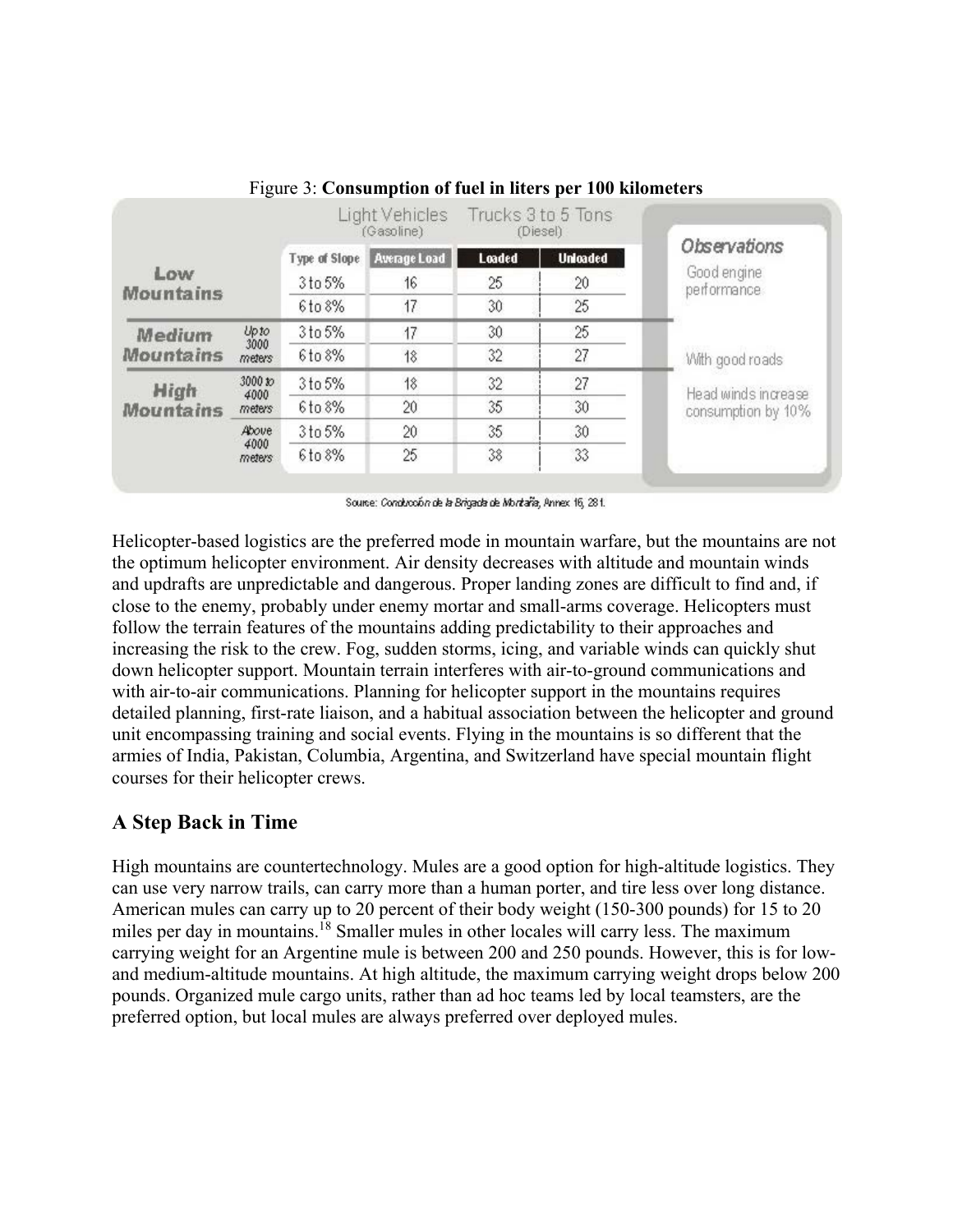Figure 3: **Consumption of fuel in liters per 100 kilometers**

| | | | Light Vehicles (Gasoline) | Trucks 3 to 5 Tons (Diesel) | | Observations |
|---|---|---|---|---|---|---|
| | | Type of Slope | Average Load | Loaded | Unloaded | |
| Low Mountains | | 3 to 5% | 16 | 25 | 20 | Good engine performance |
| | | 6 to 8% | 17 | 30 | 25 | |
| Medium Mountains | Up to 3000 meters | 3 to 5% | 17 | 30 | 25 | |
| | | 6 to 8% | 18 | 32 | 27 | With good roads |
| High Mountains | 3000 to 4000 meters | 3 to 5% | 18 | 32 | 27 | Head winds increase consumption by 10% |
| | | 6 to 8% | 20 | 35 | 30 | |
| | Above 4000 meters | 3 to 5% | 20 | 35 | 30 | |
| | | 6 to 8% | 25 | 38 | 33 | |

Source: *Conducción de la Brigada de Montaña*, Annex 16, 281.

Helicopter-based logistics are the preferred mode in mountain warfare, but the mountains are not the optimum helicopter environment. Air density decreases with altitude and mountain winds and updrafts are unpredictable and dangerous. Proper landing zones are difficult to find and, if close to the enemy, probably under enemy mortar and small-arms coverage. Helicopters must follow the terrain features of the mountains adding predictability to their approaches and increasing the risk to the crew. Fog, sudden storms, icing, and variable winds can quickly shut down helicopter support. Mountain terrain interferes with air-to-ground communications and with air-to-air communications. Planning for helicopter support in the mountains requires detailed planning, first-rate liaison, and a habitual association between the helicopter and ground unit encompassing training and social events. Flying in the mountains is so different that the armies of India, Pakistan, Columbia, Argentina, and Switzerland have special mountain flight courses for their helicopter crews.

## A Step Back in Time

High mountains are countertechnology. Mules are a good option for high-altitude logistics. They can use very narrow trails, can carry more than a human porter, and tire less over long distance. American mules can carry up to 20 percent of their body weight (150-300 pounds) for 15 to 20 miles per day in mountains.[18] Smaller mules in other locales will carry less. The maximum carrying weight for an Argentine mule is between 200 and 250 pounds. However, this is for low- and medium-altitude mountains. At high altitude, the maximum carrying weight drops below 200 pounds. Organized mule cargo units, rather than ad hoc teams led by local teamsters, are the preferred option, but local mules are always preferred over deployed mules.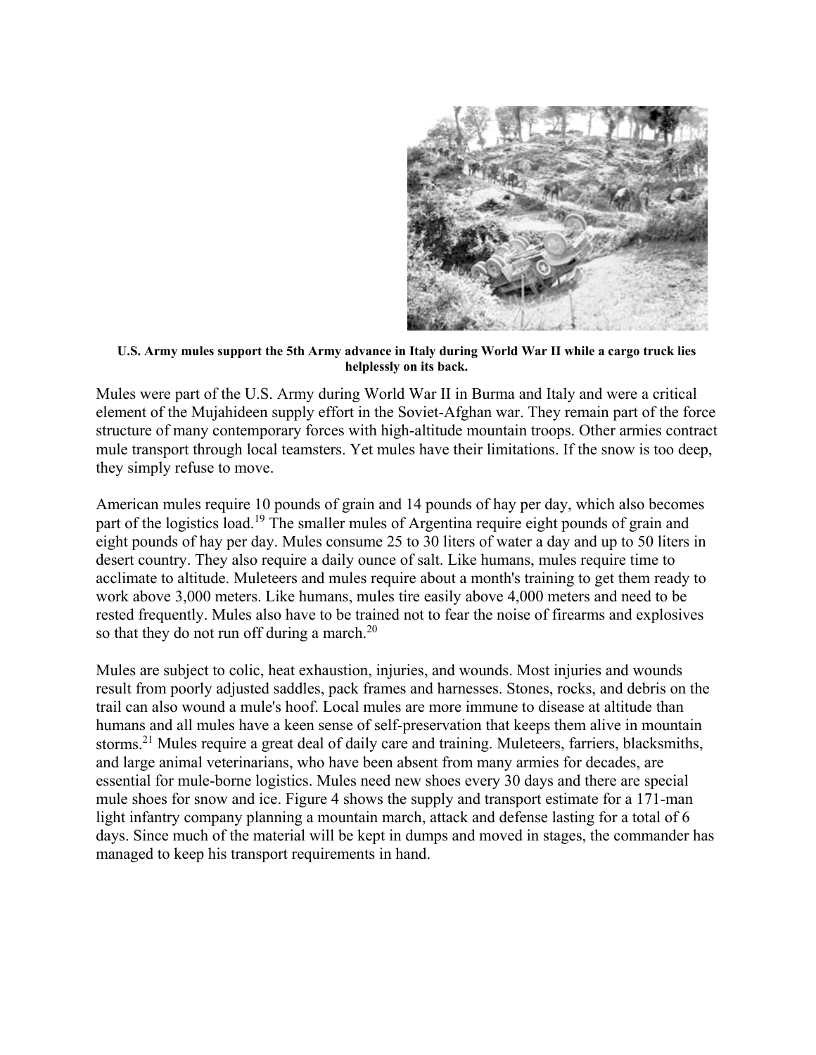**U.S. Army mules support the 5th Army advance in Italy during World War II while a cargo truck lies helplessly on its back.**

Mules were part of the U.S. Army during World War II in Burma and Italy and were a critical element of the Mujahideen supply effort in the Soviet-Afghan war. They remain part of the force structure of many contemporary forces with high-altitude mountain troops. Other armies contract mule transport through local teamsters. Yet mules have their limitations. If the snow is too deep, they simply refuse to move.

American mules require 10 pounds of grain and 14 pounds of hay per day, which also becomes part of the logistics load.[19] The smaller mules of Argentina require eight pounds of grain and eight pounds of hay per day. Mules consume 25 to 30 liters of water a day and up to 50 liters in desert country. They also require a daily ounce of salt. Like humans, mules require time to acclimate to altitude. Muleteers and mules require about a month's training to get them ready to work above 3,000 meters. Like humans, mules tire easily above 4,000 meters and need to be rested frequently. Mules also have to be trained not to fear the noise of firearms and explosives so that they do not run off during a march.[20]

Mules are subject to colic, heat exhaustion, injuries, and wounds. Most injuries and wounds result from poorly adjusted saddles, pack frames and harnesses. Stones, rocks, and debris on the trail can also wound a mule's hoof. Local mules are more immune to disease at altitude than humans and all mules have a keen sense of self-preservation that keeps them alive in mountain storms.[21] Mules require a great deal of daily care and training. Muleteers, farriers, blacksmiths, and large animal veterinarians, who have been absent from many armies for decades, are essential for mule-borne logistics. Mules need new shoes every 30 days and there are special mule shoes for snow and ice. Figure 4 shows the supply and transport estimate for a 171-man light infantry company planning a mountain march, attack and defense lasting for a total of 6 days. Since much of the material will be kept in dumps and moved in stages, the commander has managed to keep his transport requirements in hand.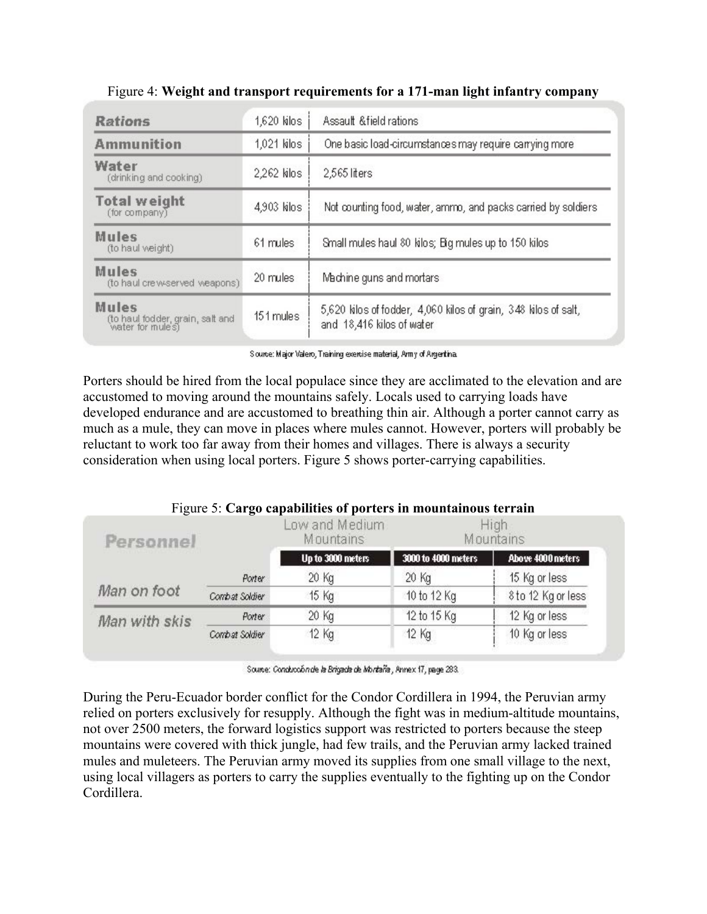Figure 4: **Weight and transport requirements for a 171-man light infantry company**

| | | |
|---|---|---|
| **Rations** | 1,620 kilos | Assault & field rations |
| **Ammunition** | 1,021 kilos | One basic load-circumstances may require carrying more |
| **Water** (drinking and cooking) | 2,262 kilos | 2,565 liters |
| **Total weight** (for company) | 4,903 kilos | Not counting food, water, ammo, and packs carried by soldiers |
| **Mules** (to haul weight) | 61 mules | Small mules haul 80 kilos; Big mules up to 150 kilos |
| **Mules** (to haul crew-served weapons) | 20 mules | Machine guns and mortars |
| **Mules** (to haul fodder, grain, salt and water for mules) | 151 mules | 5,620 kilos of fodder, 4,060 kilos of grain, 348 kilos of salt, and 18,416 kilos of water |

Source: Major Valero, Training exercise material, Army of Argentina.

Porters should be hired from the local populace since they are acclimated to the elevation and are accustomed to moving around the mountains safely. Locals used to carrying loads have developed endurance and are accustomed to breathing thin air. Although a porter cannot carry as much as a mule, they can move in places where mules cannot. However, porters will probably be reluctant to work too far away from their homes and villages. There is always a security consideration when using local porters. Figure 5 shows porter-carrying capabilities.

Figure 5: **Cargo capabilities of porters in mountainous terrain**

| Personnel | | Low and Medium Mountains | High Mountains | |
|---|---|---|---|---|
| | | Up to 3000 meters | 3000 to 4000 meters | Above 4000 meters |
| Man on foot | Porter | 20 Kg | 20 Kg | 15 Kg or less |
| | Combat Soldier | 15 Kg | 10 to 12 Kg | 8 to 12 Kg or less |
| Man with skis | Porter | 20 Kg | 12 to 15 Kg | 12 Kg or less |
| | Combat Soldier | 12 Kg | 12 Kg | 10 Kg or less |

Source: *Conducción de la Brigada de Montaña*, Annex 17, page 283.

During the Peru-Ecuador border conflict for the Condor Cordillera in 1994, the Peruvian army relied on porters exclusively for resupply. Although the fight was in medium-altitude mountains, not over 2500 meters, the forward logistics support was restricted to porters because the steep mountains were covered with thick jungle, had few trails, and the Peruvian army lacked trained mules and muleteers. The Peruvian army moved its supplies from one small village to the next, using local villagers as porters to carry the supplies eventually to the fighting up on the Condor Cordillera.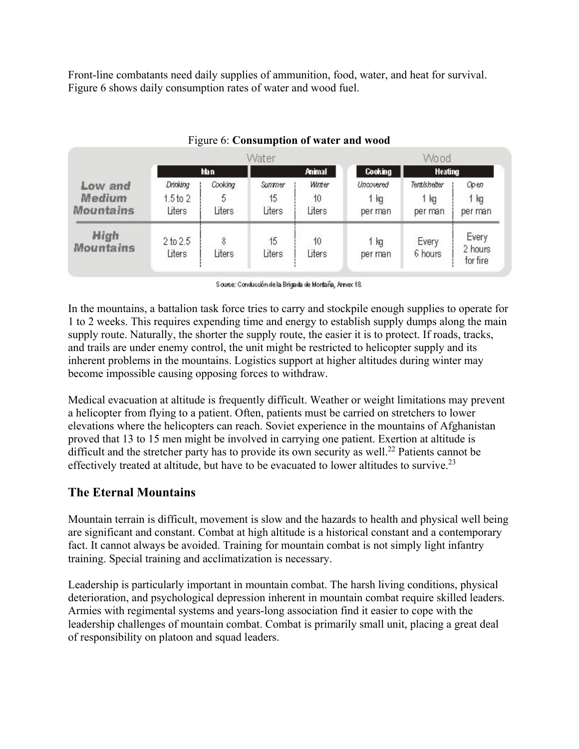Front-line combatants need daily supplies of ammunition, food, water, and heat for survival. Figure 6 shows daily consumption rates of water and wood fuel.

Figure 6: **Consumption of water and wood**

| | Water | | | | Wood | | |
|---|---|---|---|---|---|---|---|
| | Man | | Animal | | Cooking | Heating | |
| | Drinking | Cooking | Summer | Winter | Uncovered | Tent/shelter | Open |
| **Low and Medium Mountains** | 1.5 to 2 Liters | 5 Liters | 15 Liters | 10 Liters | 1 kg per man | 1 kg per man | 1 kg per man |
| **High Mountains** | 2 to 2.5 Liters | 8 Liters | 15 Liters | 10 Liters | 1 kg per man | Every 6 hours | Every 2 hours for fire |

Source: Conducción de la Brigada de Montaña, Annex 18.

In the mountains, a battalion task force tries to carry and stockpile enough supplies to operate for 1 to 2 weeks. This requires expending time and energy to establish supply dumps along the main supply route. Naturally, the shorter the supply route, the easier it is to protect. If roads, tracks, and trails are under enemy control, the unit might be restricted to helicopter supply and its inherent problems in the mountains. Logistics support at higher altitudes during winter may become impossible causing opposing forces to withdraw.

Medical evacuation at altitude is frequently difficult. Weather or weight limitations may prevent a helicopter from flying to a patient. Often, patients must be carried on stretchers to lower elevations where the helicopters can reach. Soviet experience in the mountains of Afghanistan proved that 13 to 15 men might be involved in carrying one patient. Exertion at altitude is difficult and the stretcher party has to provide its own security as well.[22] Patients cannot be effectively treated at altitude, but have to be evacuated to lower altitudes to survive.[23]

## The Eternal Mountains

Mountain terrain is difficult, movement is slow and the hazards to health and physical well being are significant and constant. Combat at high altitude is a historical constant and a contemporary fact. It cannot always be avoided. Training for mountain combat is not simply light infantry training. Special training and acclimatization is necessary.

Leadership is particularly important in mountain combat. The harsh living conditions, physical deterioration, and psychological depression inherent in mountain combat require skilled leaders. Armies with regimental systems and years-long association find it easier to cope with the leadership challenges of mountain combat. Combat is primarily small unit, placing a great deal of responsibility on platoon and squad leaders.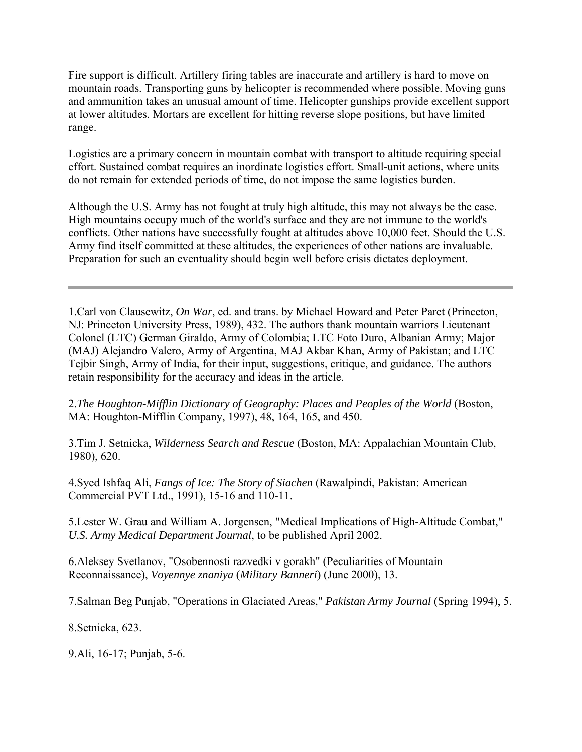Fire support is difficult. Artillery firing tables are inaccurate and artillery is hard to move on mountain roads. Transporting guns by helicopter is recommended where possible. Moving guns and ammunition takes an unusual amount of time. Helicopter gunships provide excellent support at lower altitudes. Mortars are excellent for hitting reverse slope positions, but have limited range.

Logistics are a primary concern in mountain combat with transport to altitude requiring special effort. Sustained combat requires an inordinate logistics effort. Small-unit actions, where units do not remain for extended periods of time, do not impose the same logistics burden.

Although the U.S. Army has not fought at truly high altitude, this may not always be the case. High mountains occupy much of the world's surface and they are not immune to the world's conflicts. Other nations have successfully fought at altitudes above 10,000 feet. Should the U.S. Army find itself committed at these altitudes, the experiences of other nations are invaluable. Preparation for such an eventuality should begin well before crisis dictates deployment.

---

1.Carl von Clausewitz, *On War*, ed. and trans. by Michael Howard and Peter Paret (Princeton, NJ: Princeton University Press, 1989), 432. The authors thank mountain warriors Lieutenant Colonel (LTC) German Giraldo, Army of Colombia; LTC Foto Duro, Albanian Army; Major (MAJ) Alejandro Valero, Army of Argentina, MAJ Akbar Khan, Army of Pakistan; and LTC Tejbir Singh, Army of India, for their input, suggestions, critique, and guidance. The authors retain responsibility for the accuracy and ideas in the article.

2.*The Houghton-Mifflin Dictionary of Geography: Places and Peoples of the World* (Boston, MA: Houghton-Mifflin Company, 1997), 48, 164, 165, and 450.

3.Tim J. Setnicka, *Wilderness Search and Rescue* (Boston, MA: Appalachian Mountain Club, 1980), 620.

4.Syed Ishfaq Ali, *Fangs of Ice: The Story of Siachen* (Rawalpindi, Pakistan: American Commercial PVT Ltd., 1991), 15-16 and 110-11.

5.Lester W. Grau and William A. Jorgensen, "Medical Implications of High-Altitude Combat," *U.S. Army Medical Department Journal*, to be published April 2002.

6.Aleksey Svetlanov, "Osobennosti razvedki v gorakh" (Peculiarities of Mountain Reconnaissance), *Voyennye znaniya* (*Military Banneri*) (June 2000), 13.

7.Salman Beg Punjab, "Operations in Glaciated Areas," *Pakistan Army Journal* (Spring 1994), 5.

8.Setnicka, 623.

9.Ali, 16-17; Punjab, 5-6.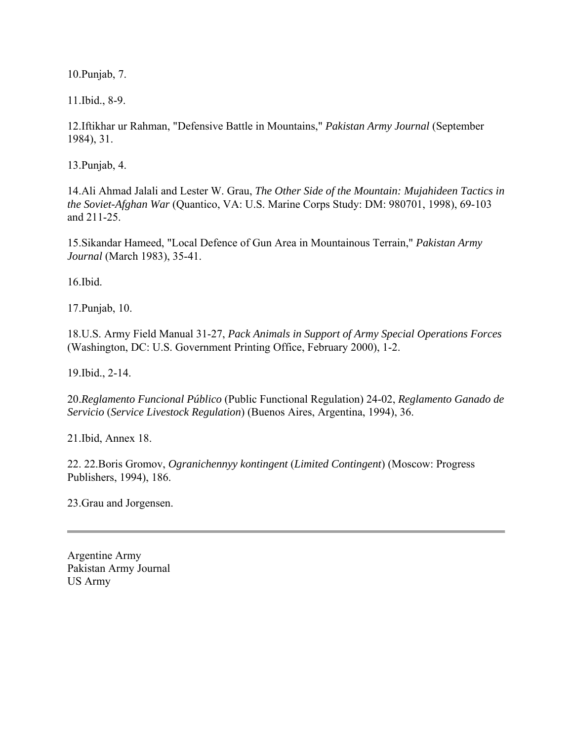10.Punjab, 7.

11.Ibid., 8-9.

12.Iftikhar ur Rahman, "Defensive Battle in Mountains," *Pakistan Army Journal* (September 1984), 31.

13.Punjab, 4.

14.Ali Ahmad Jalali and Lester W. Grau, *The Other Side of the Mountain: Mujahideen Tactics in the Soviet-Afghan War* (Quantico, VA: U.S. Marine Corps Study: DM: 980701, 1998), 69-103 and 211-25.

15.Sikandar Hameed, "Local Defence of Gun Area in Mountainous Terrain," *Pakistan Army Journal* (March 1983), 35-41.

16.Ibid.

17.Punjab, 10.

18.U.S. Army Field Manual 31-27, *Pack Animals in Support of Army Special Operations Forces* (Washington, DC: U.S. Government Printing Office, February 2000), 1-2.

19.Ibid., 2-14.

20.*Reglamento Funcional Público* (Public Functional Regulation) 24-02, *Reglamento Ganado de Servicio* (*Service Livestock Regulation*) (Buenos Aires, Argentina, 1994), 36.

21.Ibid, Annex 18.

22. 22.Boris Gromov, *Ogranichennyy kontingent* (*Limited Contingent*) (Moscow: Progress Publishers, 1994), 186.

23.Grau and Jorgensen.

---

Argentine Army
Pakistan Army Journal
US Army